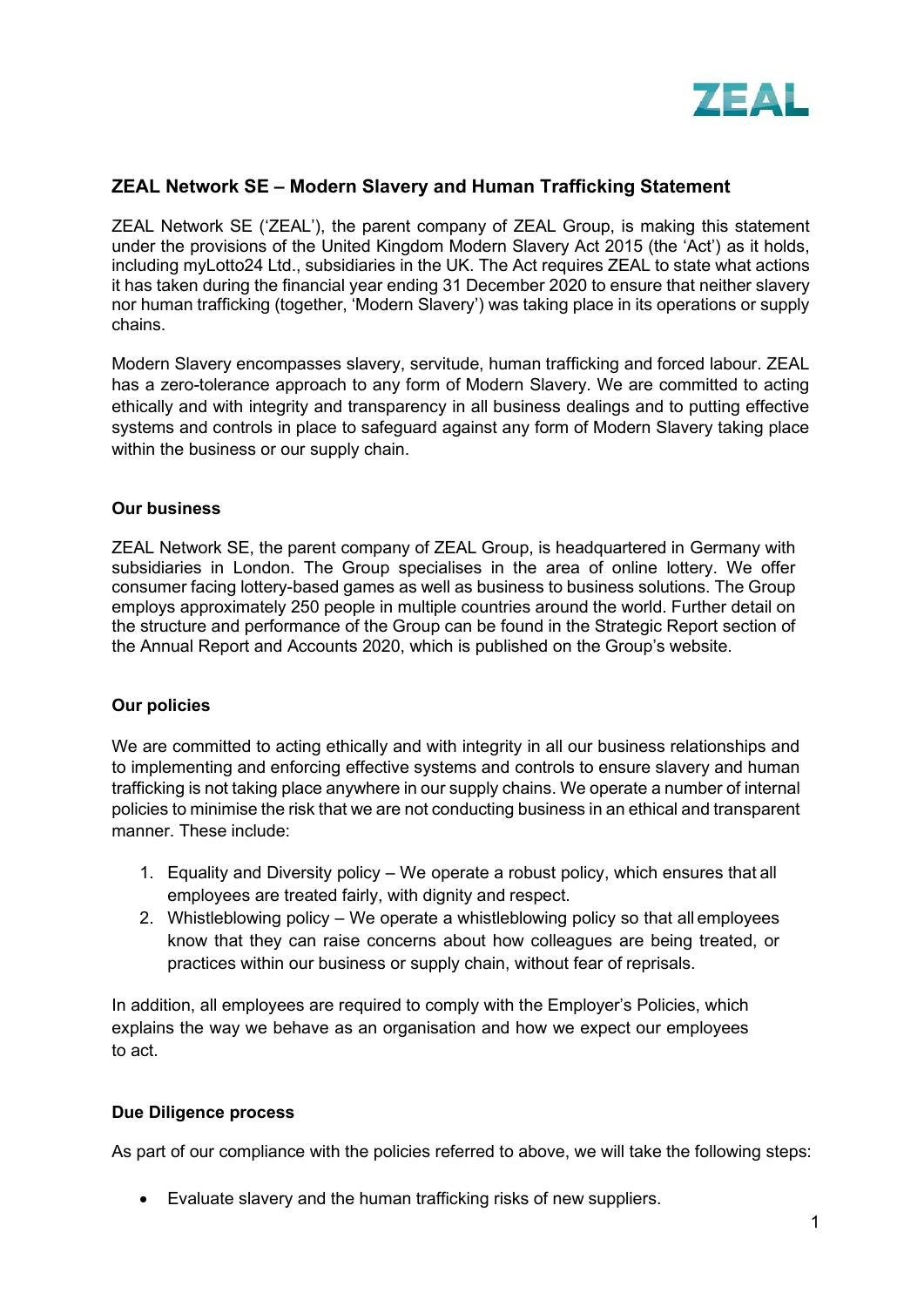# ZEAL Network SE – Modern Slavery and Human Trafficking Statement

ZEAL Network SE ('ZEAL'), the parent company of ZEAL Group, is making this statement under the provisions of the United Kingdom Modern Slavery Act 2015 (the 'Act') as it holds, including myLotto24 Ltd., subsidiaries in the UK. The Act requires ZEAL to state what actions it has taken during the financial year ending 31 December 2020 to ensure that neither slavery nor human trafficking (together, 'Modern Slavery') was taking place in its operations or supply chains.

Modern Slavery encompasses slavery, servitude, human trafficking and forced labour. ZEAL has a zero-tolerance approach to any form of Modern Slavery. We are committed to acting ethically and with integrity and transparency in all business dealings and to putting effective systems and controls in place to safeguard against any form of Modern Slavery taking place within the business or our supply chain.

## Our business

ZEAL Network SE, the parent company of ZEAL Group, is headquartered in Germany with subsidiaries in London. The Group specialises in the area of online lottery. We offer consumer facing lottery-based games as well as business to business solutions. The Group employs approximately 250 people in multiple countries around the world. Further detail on the structure and performance of the Group can be found in the Strategic Report section of the Annual Report and Accounts 2020, which is published on the Group's website.

## Our policies

We are committed to acting ethically and with integrity in all our business relationships and to implementing and enforcing effective systems and controls to ensure slavery and human trafficking is not taking place anywhere in our supply chains. We operate a number of internal policies to minimise the risk that we are not conducting business in an ethical and transparent manner. These include:

1. Equality and Diversity policy – We operate a robust policy, which ensures that all employees are treated fairly, with dignity and respect.
2. Whistleblowing policy – We operate a whistleblowing policy so that all employees know that they can raise concerns about how colleagues are being treated, or practices within our business or supply chain, without fear of reprisals.

In addition, all employees are required to comply with the Employer's Policies, which explains the way we behave as an organisation and how we expect our employees to act.

## Due Diligence process

As part of our compliance with the policies referred to above, we will take the following steps:

- Evaluate slavery and the human trafficking risks of new suppliers.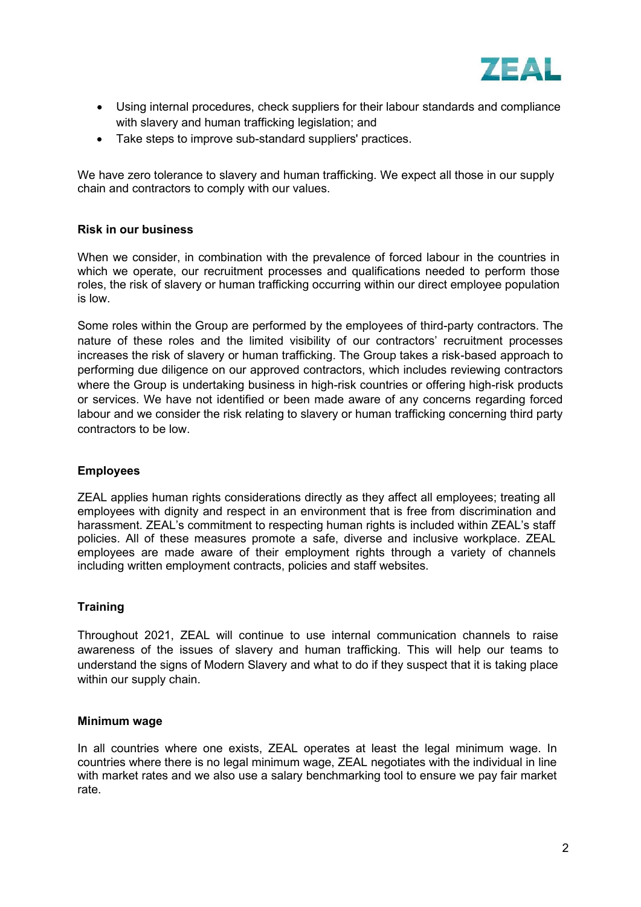- Using internal procedures, check suppliers for their labour standards and compliance with slavery and human trafficking legislation; and
- Take steps to improve sub-standard suppliers' practices.

We have zero tolerance to slavery and human trafficking. We expect all those in our supply chain and contractors to comply with our values.

**Risk in our business**

When we consider, in combination with the prevalence of forced labour in the countries in which we operate, our recruitment processes and qualifications needed to perform those roles, the risk of slavery or human trafficking occurring within our direct employee population is low.

Some roles within the Group are performed by the employees of third-party contractors. The nature of these roles and the limited visibility of our contractors' recruitment processes increases the risk of slavery or human trafficking. The Group takes a risk-based approach to performing due diligence on our approved contractors, which includes reviewing contractors where the Group is undertaking business in high-risk countries or offering high-risk products or services. We have not identified or been made aware of any concerns regarding forced labour and we consider the risk relating to slavery or human trafficking concerning third party contractors to be low.

**Employees**

ZEAL applies human rights considerations directly as they affect all employees; treating all employees with dignity and respect in an environment that is free from discrimination and harassment. ZEAL's commitment to respecting human rights is included within ZEAL's staff policies. All of these measures promote a safe, diverse and inclusive workplace. ZEAL employees are made aware of their employment rights through a variety of channels including written employment contracts, policies and staff websites.

**Training**

Throughout 2021, ZEAL will continue to use internal communication channels to raise awareness of the issues of slavery and human trafficking. This will help our teams to understand the signs of Modern Slavery and what to do if they suspect that it is taking place within our supply chain.

**Minimum wage**

In all countries where one exists, ZEAL operates at least the legal minimum wage. In countries where there is no legal minimum wage, ZEAL negotiates with the individual in line with market rates and we also use a salary benchmarking tool to ensure we pay fair market rate.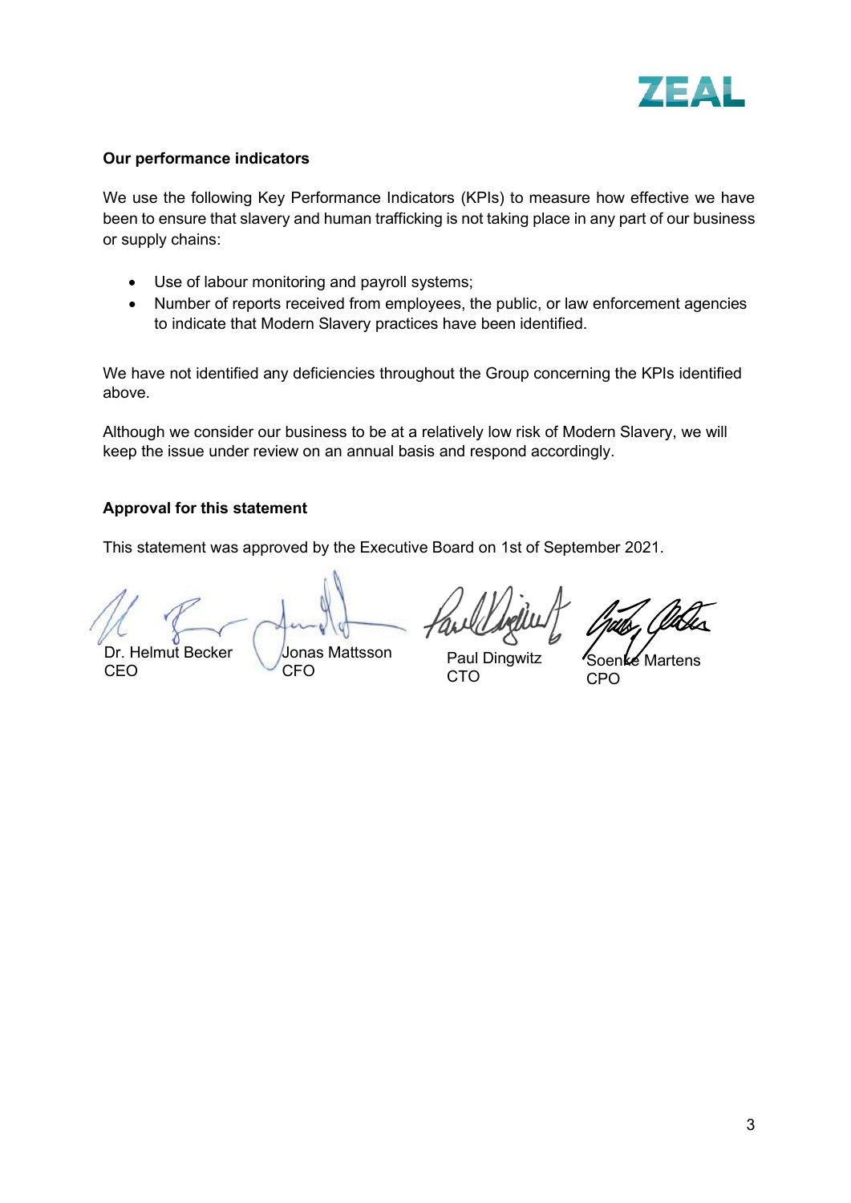**Our performance indicators**

We use the following Key Performance Indicators (KPIs) to measure how effective we have been to ensure that slavery and human trafficking is not taking place in any part of our business or supply chains:

- Use of labour monitoring and payroll systems;
- Number of reports received from employees, the public, or law enforcement agencies to indicate that Modern Slavery practices have been identified.

We have not identified any deficiencies throughout the Group concerning the KPIs identified above.

Although we consider our business to be at a relatively low risk of Modern Slavery, we will keep the issue under review on an annual basis and respond accordingly.

**Approval for this statement**

This statement was approved by the Executive Board on 1st of September 2021.

| | | | |
|---|---|---|---|
| Dr. Helmut Becker | Jonas Mattsson | Paul Dingwitz | Soenke Martens |
| CEO | CFO | CTO | CPO |